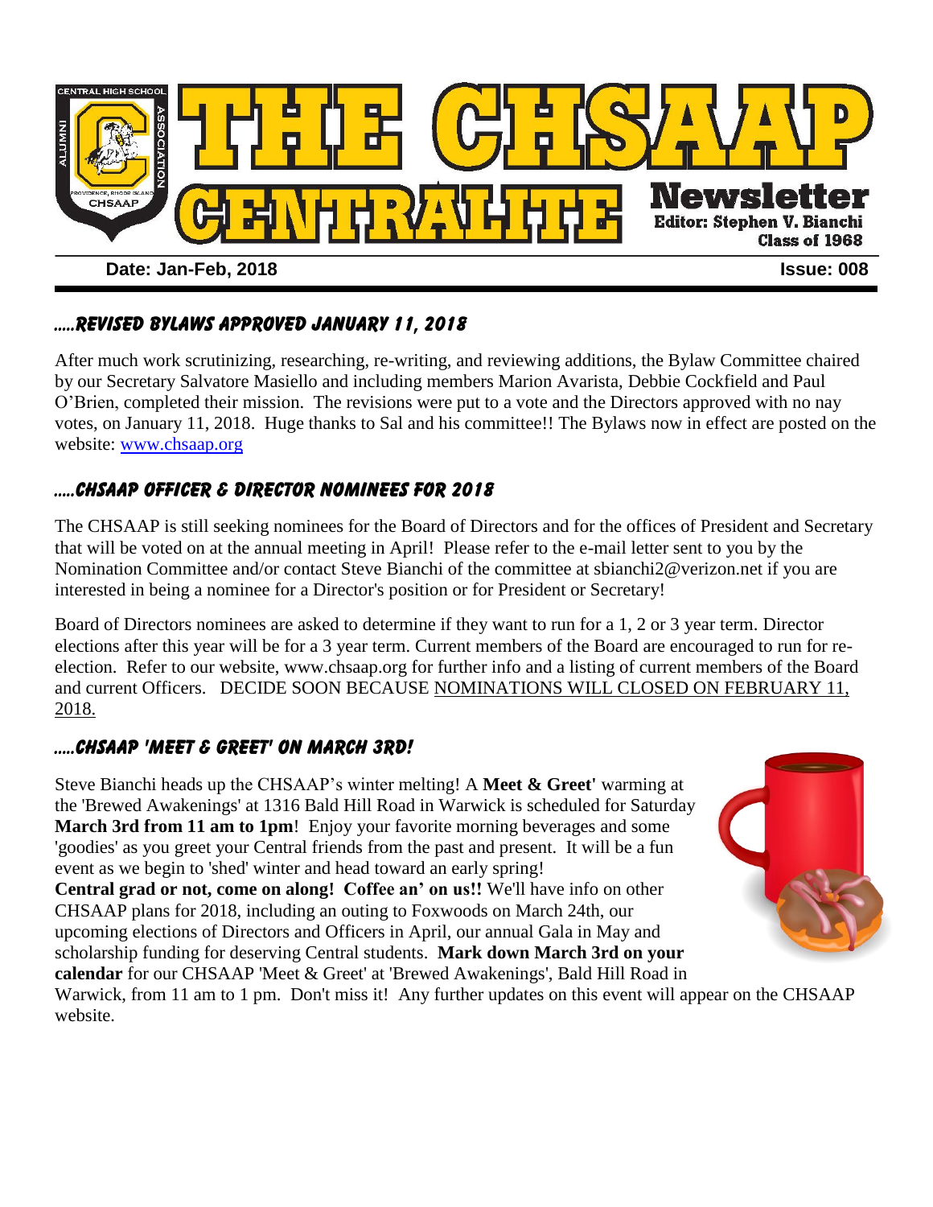# THE CHSAAP CENTRALITE Newsletter

**Editor: Stephen V. Bianchi**
**Class of 1968**

**Date: Jan-Feb, 2018** **Issue: 008**

## .....Revised Bylaws Approved January 11, 2018

After much work scrutinizing, researching, re-writing, and reviewing additions, the Bylaw Committee chaired by our Secretary Salvatore Masiello and including members Marion Avarista, Debbie Cockfield and Paul O'Brien, completed their mission. The revisions were put to a vote and the Directors approved with no nay votes, on January 11, 2018. Huge thanks to Sal and his committee!! The Bylaws now in effect are posted on the website: www.chsaap.org

## .....CHSAAP Officer & Director Nominees for 2018

The CHSAAP is still seeking nominees for the Board of Directors and for the offices of President and Secretary that will be voted on at the annual meeting in April! Please refer to the e-mail letter sent to you by the Nomination Committee and/or contact Steve Bianchi of the committee at sbianchi2@verizon.net if you are interested in being a nominee for a Director's position or for President or Secretary!

Board of Directors nominees are asked to determine if they want to run for a 1, 2 or 3 year term. Director elections after this year will be for a 3 year term. Current members of the Board are encouraged to run for re-election. Refer to our website, www.chsaap.org for further info and a listing of current members of the Board and current Officers. DECIDE SOON BECAUSE NOMINATIONS WILL CLOSED ON FEBRUARY 11, 2018.

## .....CHSAAP 'Meet & Greet' on March 3rd!

Steve Bianchi heads up the CHSAAP's winter melting! A **Meet & Greet'** warming at the 'Brewed Awakenings' at 1316 Bald Hill Road in Warwick is scheduled for Saturday **March 3rd from 11 am to 1pm**! Enjoy your favorite morning beverages and some 'goodies' as you greet your Central friends from the past and present. It will be a fun event as we begin to 'shed' winter and head toward an early spring!

**Central grad or not, come on along! Coffee an' on us!!** We'll have info on other CHSAAP plans for 2018, including an outing to Foxwoods on March 24th, our upcoming elections of Directors and Officers in April, our annual Gala in May and scholarship funding for deserving Central students. **Mark down March 3rd on your calendar** for our CHSAAP 'Meet & Greet' at 'Brewed Awakenings', Bald Hill Road in Warwick, from 11 am to 1 pm. Don't miss it! Any further updates on this event will appear on the CHSAAP website.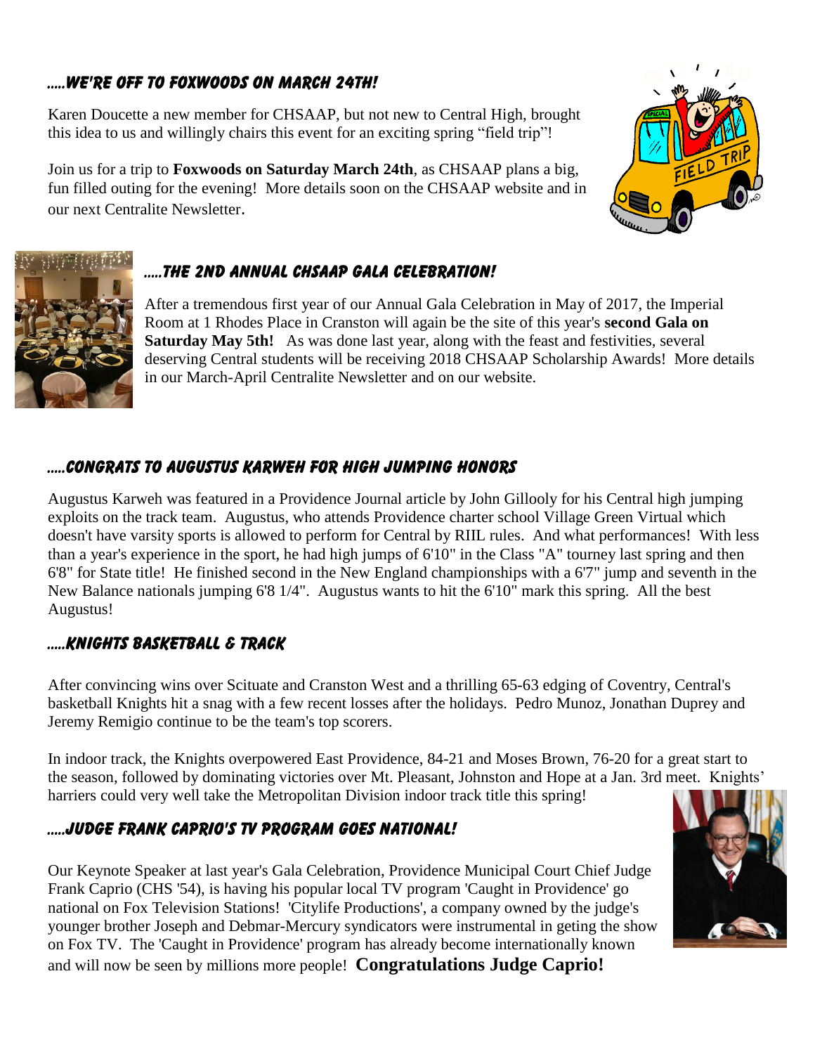## .....We're off to Foxwoods on March 24th!

Karen Doucette a new member for CHSAAP, but not new to Central High, brought this idea to us and willingly chairs this event for an exciting spring "field trip"!

Join us for a trip to **Foxwoods on Saturday March 24th**, as CHSAAP plans a big, fun filled outing for the evening! More details soon on the CHSAAP website and in our next Centralite Newsletter.

## .....The 2nd Annual CHSAAP Gala Celebration!

After a tremendous first year of our Annual Gala Celebration in May of 2017, the Imperial Room at 1 Rhodes Place in Cranston will again be the site of this year's **second Gala on Saturday May 5th!** As was done last year, along with the feast and festivities, several deserving Central students will be receiving 2018 CHSAAP Scholarship Awards! More details in our March-April Centralite Newsletter and on our website.

## .....Congrats to Augustus Karweh for High Jumping Honors

Augustus Karweh was featured in a Providence Journal article by John Gillooly for his Central high jumping exploits on the track team. Augustus, who attends Providence charter school Village Green Virtual which doesn't have varsity sports is allowed to perform for Central by RIIL rules. And what performances! With less than a year's experience in the sport, he had high jumps of 6'10" in the Class "A" tourney last spring and then 6'8" for State title! He finished second in the New England championships with a 6'7" jump and seventh in the New Balance nationals jumping 6'8 1/4". Augustus wants to hit the 6'10" mark this spring. All the best Augustus!

## .....Knights Basketball & Track

After convincing wins over Scituate and Cranston West and a thrilling 65-63 edging of Coventry, Central's basketball Knights hit a snag with a few recent losses after the holidays. Pedro Munoz, Jonathan Duprey and Jeremy Remigio continue to be the team's top scorers.

In indoor track, the Knights overpowered East Providence, 84-21 and Moses Brown, 76-20 for a great start to the season, followed by dominating victories over Mt. Pleasant, Johnston and Hope at a Jan. 3rd meet. Knights' harriers could very well take the Metropolitan Division indoor track title this spring!

## .....Judge Frank Caprio's TV Program Goes National!

Our Keynote Speaker at last year's Gala Celebration, Providence Municipal Court Chief Judge Frank Caprio (CHS '54), is having his popular local TV program 'Caught in Providence' go national on Fox Television Stations! 'Citylife Productions', a company owned by the judge's younger brother Joseph and Debmar-Mercury syndicators were instrumental in geting the show on Fox TV. The 'Caught in Providence' program has already become internationally known and will now be seen by millions more people! **Congratulations Judge Caprio!**